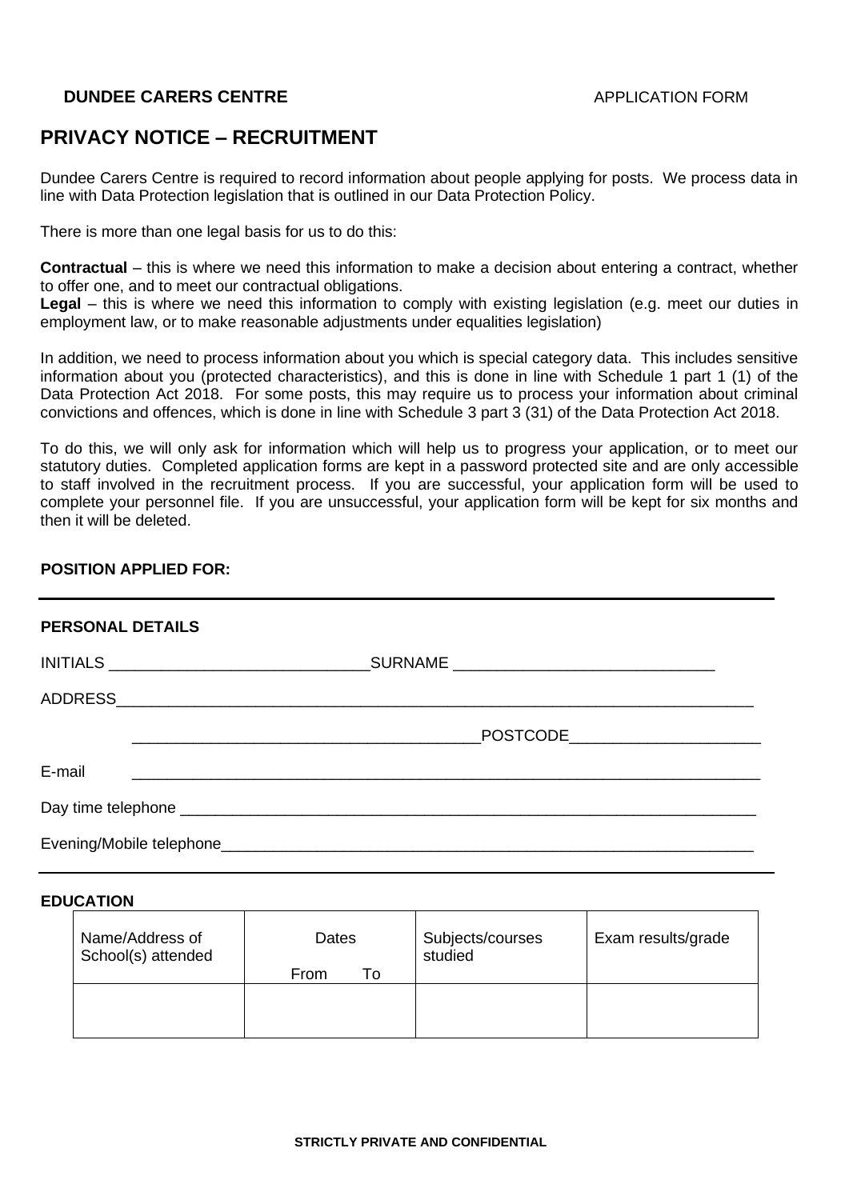**DUNDEE CARERS CENTRE** APPLICATION FORM

## PRIVACY NOTICE – RECRUITMENT

Dundee Carers Centre is required to record information about people applying for posts. We process data in line with Data Protection legislation that is outlined in our Data Protection Policy.

There is more than one legal basis for us to do this:

**Contractual** – this is where we need this information to make a decision about entering a contract, whether to offer one, and to meet our contractual obligations.
**Legal** – this is where we need this information to comply with existing legislation (e.g. meet our duties in employment law, or to make reasonable adjustments under equalities legislation)

In addition, we need to process information about you which is special category data. This includes sensitive information about you (protected characteristics), and this is done in line with Schedule 1 part 1 (1) of the Data Protection Act 2018. For some posts, this may require us to process your information about criminal convictions and offences, which is done in line with Schedule 3 part 3 (31) of the Data Protection Act 2018.

To do this, we will only ask for information which will help us to progress your application, or to meet our statutory duties. Completed application forms are kept in a password protected site and are only accessible to staff involved in the recruitment process. If you are successful, your application form will be used to complete your personnel file. If you are unsuccessful, your application form will be kept for six months and then it will be deleted.

**POSITION APPLIED FOR:**

---

**PERSONAL DETAILS**

INITIALS ______________________________ SURNAME ______________________________

ADDRESS____________________________________________________________________________

_______________________________________ POSTCODE_____________________

E-mail ____________________________________________________________________________

Day time telephone _________________________________________________________________

Evening/Mobile telephone____________________________________________________________

---

**EDUCATION**

| Name/Address of School(s) attended | Dates From To | Subjects/courses studied | Exam results/grade |
|---|---|---|---|
| | | | |

STRICTLY PRIVATE AND CONFIDENTIAL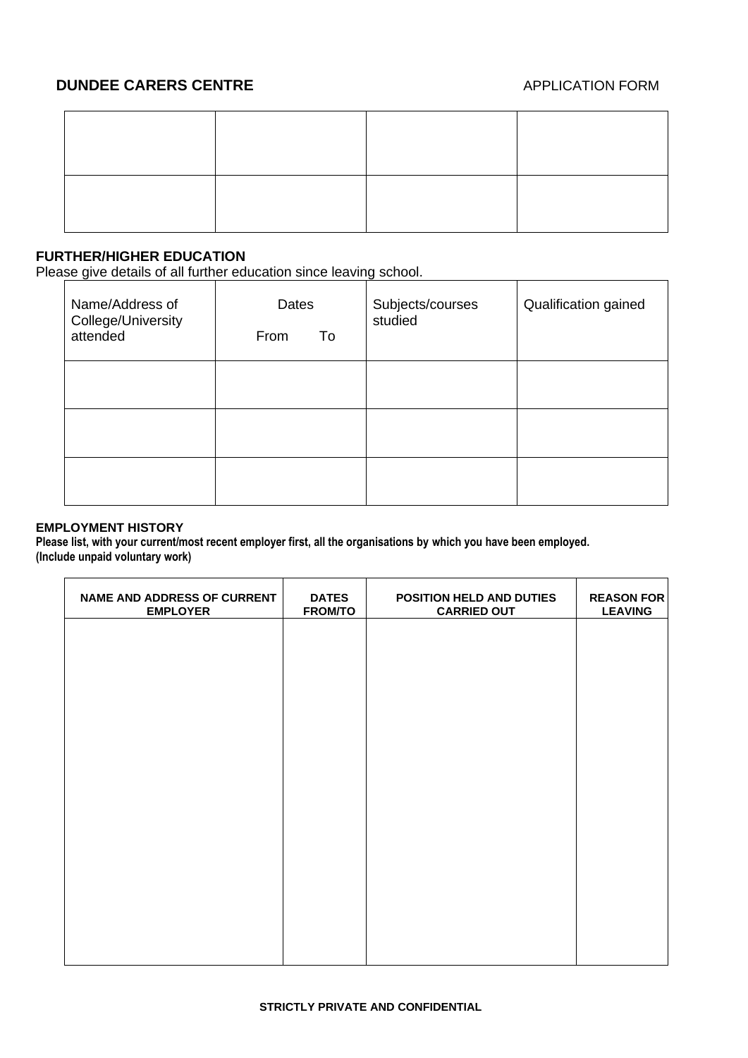**DUNDEE CARERS CENTRE** APPLICATION FORM

| | | | |
|---|---|---|---|
| | | | |
| | | | |

**FURTHER/HIGHER EDUCATION**
Please give details of all further education since leaving school.

| Name/Address of College/University attended | Dates<br>From To | Subjects/courses studied | Qualification gained |
|---|---|---|---|
| | | | |
| | | | |
| | | | |

**EMPLOYMENT HISTORY**
**Please list, with your current/most recent employer first, all the organisations by which you have been employed. (Include unpaid voluntary work)**

| NAME AND ADDRESS OF CURRENT EMPLOYER | DATES FROM/TO | POSITION HELD AND DUTIES CARRIED OUT | REASON FOR LEAVING |
|---|---|---|---|
| | | | |

**STRICTLY PRIVATE AND CONFIDENTIAL**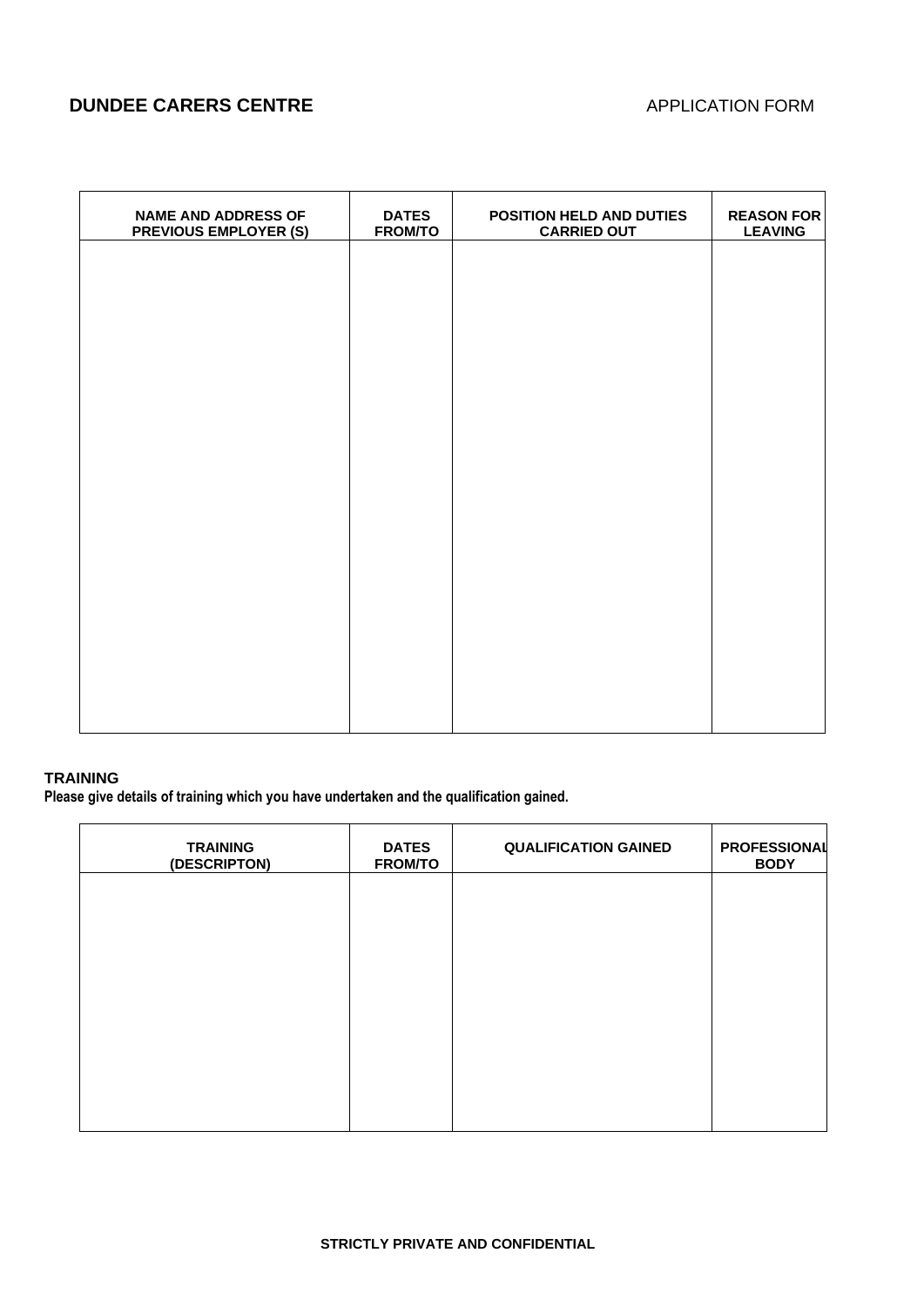**DUNDEE CARERS CENTRE** APPLICATION FORM

| NAME AND ADDRESS OF PREVIOUS EMPLOYER (S) | DATES FROM/TO | POSITION HELD AND DUTIES CARRIED OUT | REASON FOR LEAVING |
|---|---|---|---|
| | | | |

**TRAINING**

**Please give details of training which you have undertaken and the qualification gained.**

| TRAINING (DESCRIPTON) | DATES FROM/TO | QUALIFICATION GAINED | PROFESSIONAL BODY |
|---|---|---|---|
| | | | |

**STRICTLY PRIVATE AND CONFIDENTIAL**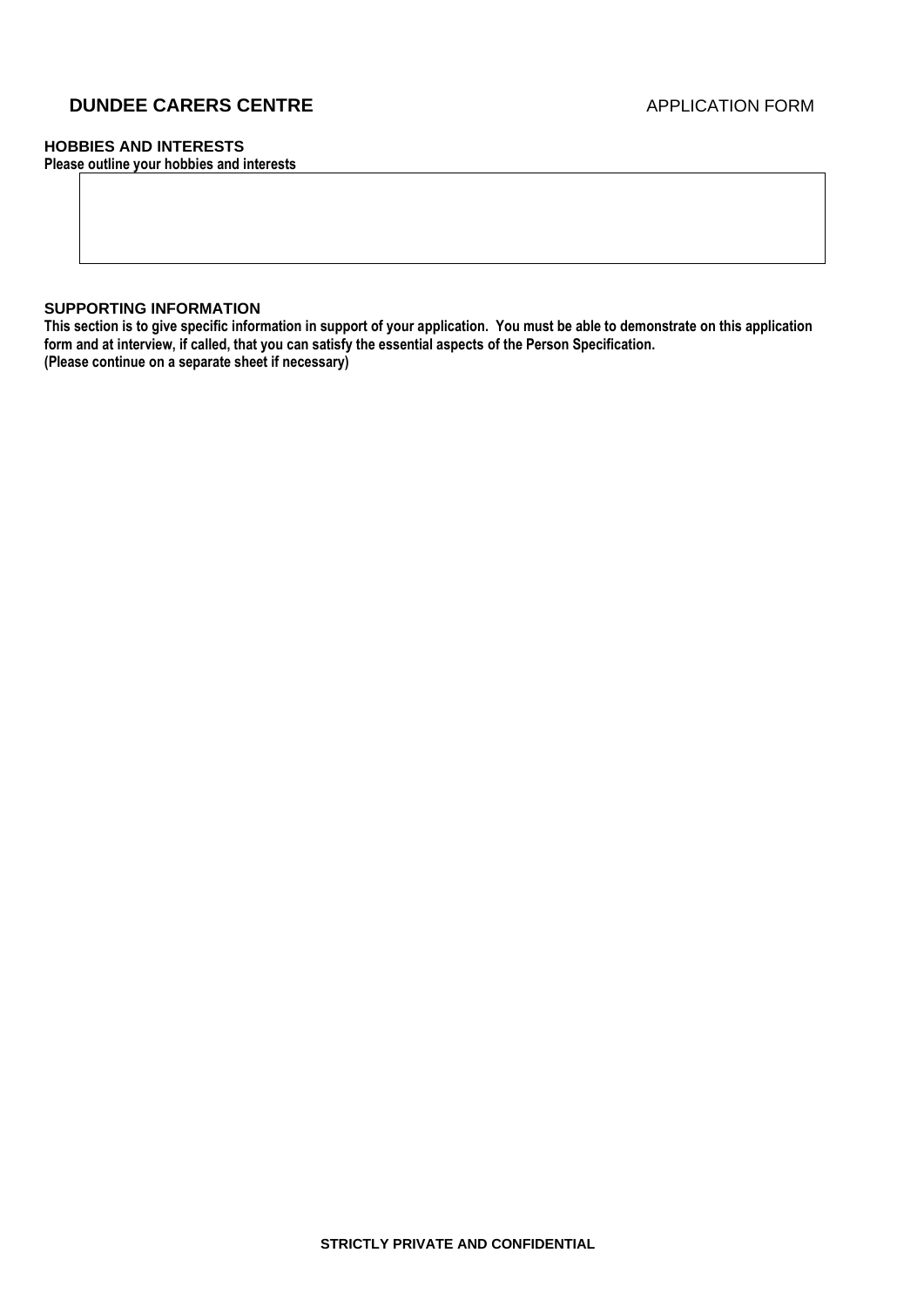**DUNDEE CARERS CENTRE** APPLICATION FORM

**HOBBIES AND INTERESTS**

**Please outline your hobbies and interests**

|  |
|---|
|  |

**SUPPORTING INFORMATION**

**This section is to give specific information in support of your application. You must be able to demonstrate on this application form and at interview, if called, that you can satisfy the essential aspects of the Person Specification.**
**(Please continue on a separate sheet if necessary)**

**STRICTLY PRIVATE AND CONFIDENTIAL**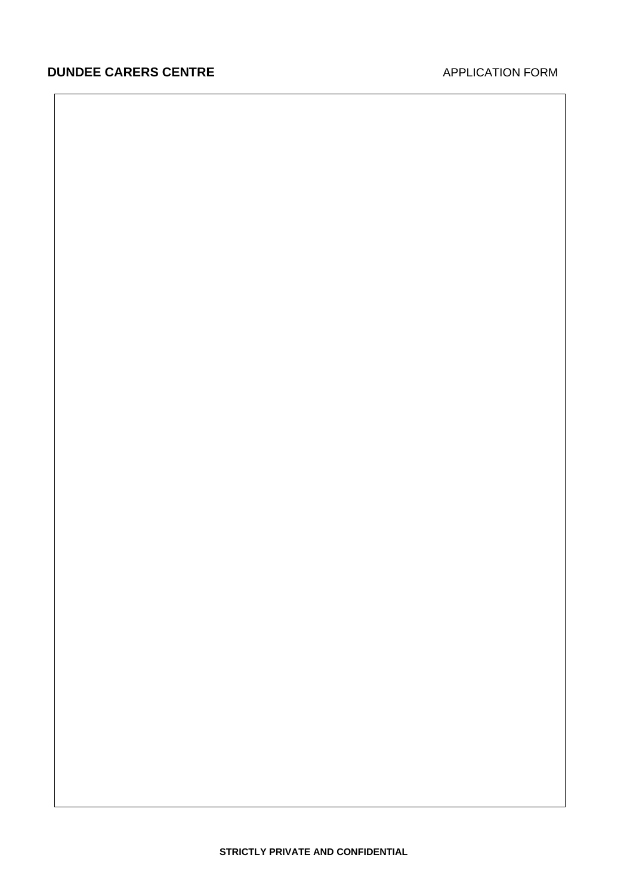**DUNDEE CARERS CENTRE** APPLICATION FORM

**STRICTLY PRIVATE AND CONFIDENTIAL**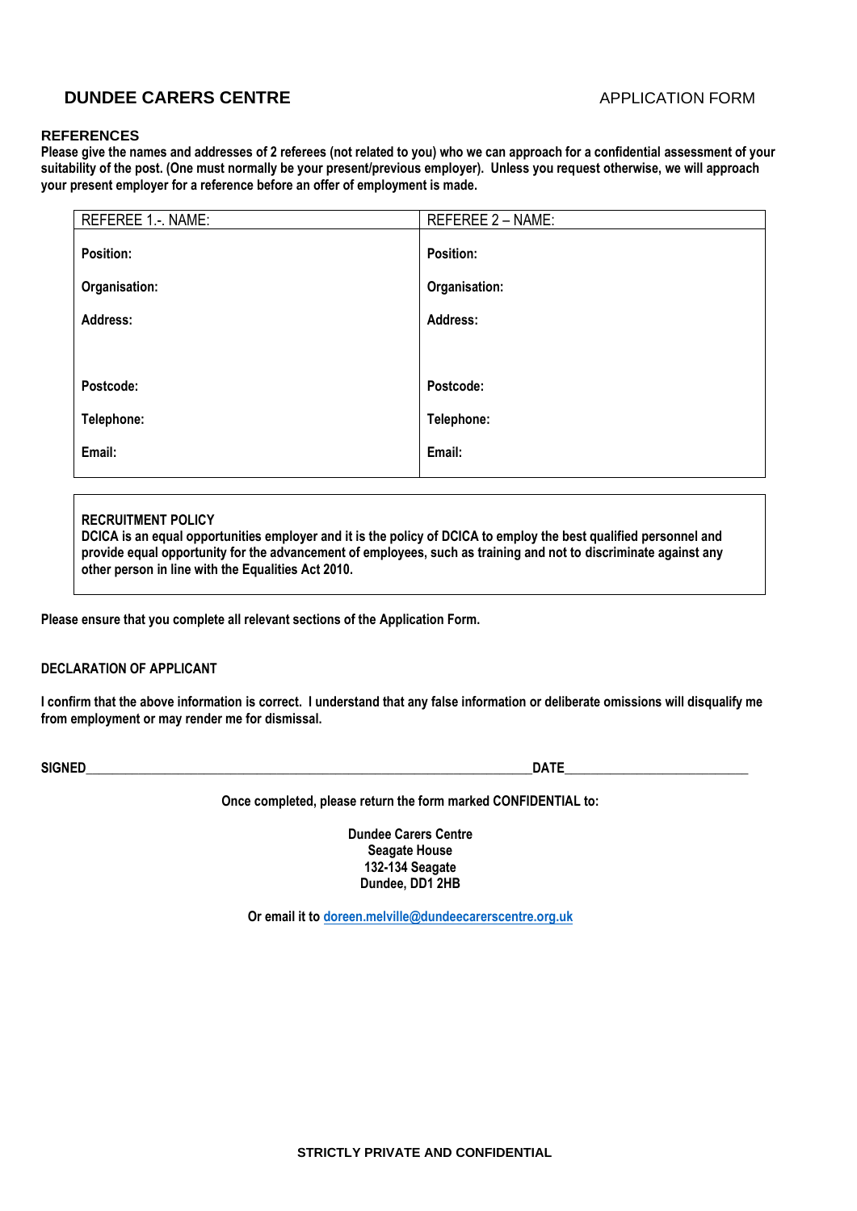**DUNDEE CARERS CENTRE** APPLICATION FORM

## REFERENCES

**Please give the names and addresses of 2 referees (not related to you) who we can approach for a confidential assessment of your suitability of the post. (One must normally be your present/previous employer). Unless you request otherwise, we will approach your present employer for a reference before an offer of employment is made.**

| REFEREE 1.-. NAME: | REFEREE 2 – NAME: |
|---|---|
| **Position:** | **Position:** |
| **Organisation:** | **Organisation:** |
| **Address:** | **Address:** |
| **Postcode:** | **Postcode:** |
| **Telephone:** | **Telephone:** |
| **Email:** | **Email:** |

**RECRUITMENT POLICY**
**DCICA is an equal opportunities employer and it is the policy of DCICA to employ the best qualified personnel and provide equal opportunity for the advancement of employees, such as training and not to discriminate against any other person in line with the Equalities Act 2010.**

**Please ensure that you complete all relevant sections of the Application Form.**

**DECLARATION OF APPLICANT**

**I confirm that the above information is correct. I understand that any false information or deliberate omissions will disqualify me from employment or may render me for dismissal.**

**SIGNED**\_\_\_\_\_\_\_\_\_\_\_\_\_\_\_\_\_\_\_\_\_\_\_\_\_\_\_\_\_\_\_\_\_\_\_\_\_\_\_\_\_\_\_\_\_\_\_\_\_\_\_\_\_\_\_\_\_\_\_\_\_\_\_\_\_\_**DATE**\_\_\_\_\_\_\_\_\_\_\_\_\_\_\_\_\_\_\_\_\_\_\_\_\_\_\_\_

**Once completed, please return the form marked CONFIDENTIAL to:**

**Dundee Carers Centre**
**Seagate House**
**132-134 Seagate**
**Dundee, DD1 2HB**

**Or email it to doreen.melville@dundeecarerscentre.org.uk**

**STRICTLY PRIVATE AND CONFIDENTIAL**